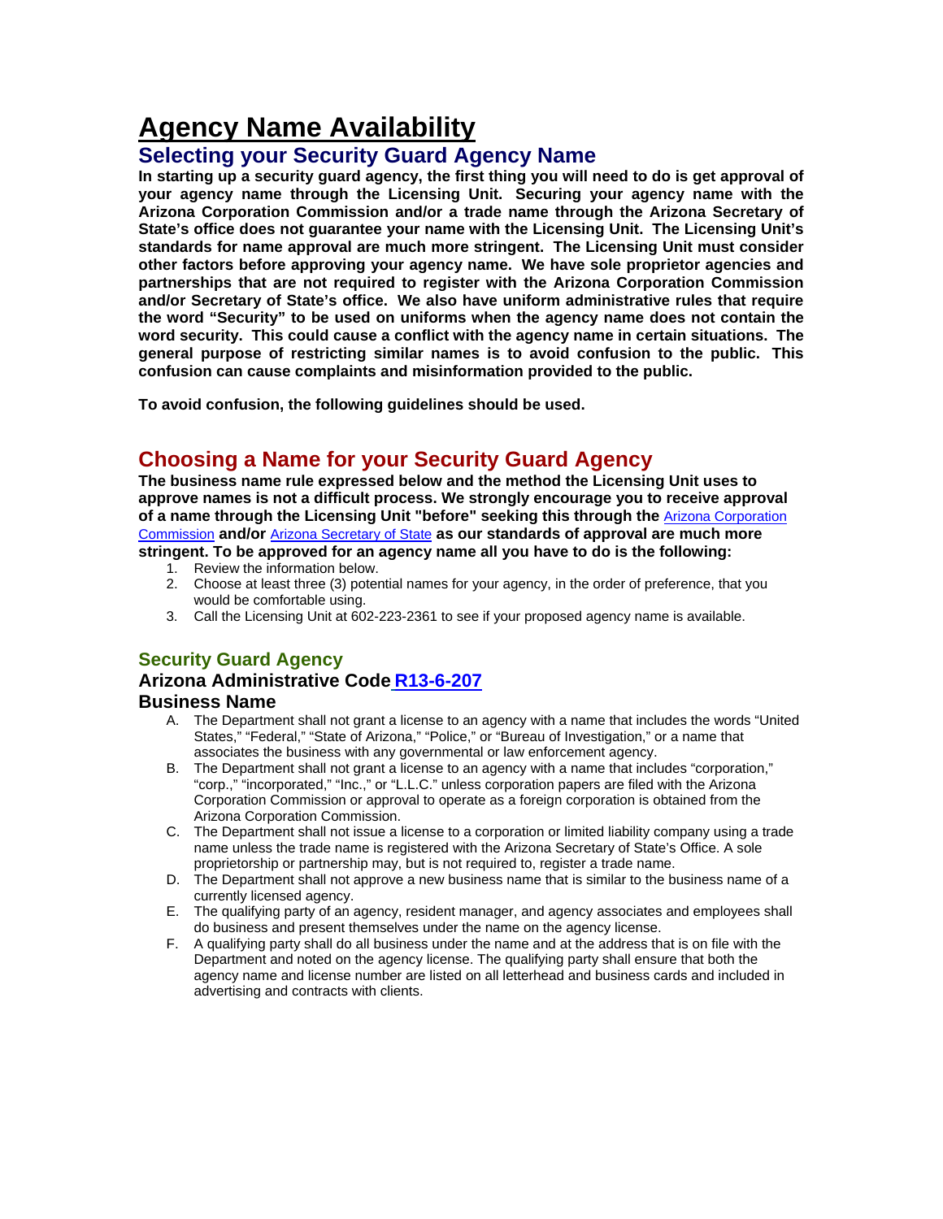# Agency Name Availability

## Selecting your Security Guard Agency Name

**In starting up a security guard agency, the first thing you will need to do is get approval of your agency name through the Licensing Unit. Securing your agency name with the Arizona Corporation Commission and/or a trade name through the Arizona Secretary of State's office does not guarantee your name with the Licensing Unit. The Licensing Unit's standards for name approval are much more stringent. The Licensing Unit must consider other factors before approving your agency name. We have sole proprietor agencies and partnerships that are not required to register with the Arizona Corporation Commission and/or Secretary of State's office. We also have uniform administrative rules that require the word "Security" to be used on uniforms when the agency name does not contain the word security. This could cause a conflict with the agency name in certain situations. The general purpose of restricting similar names is to avoid confusion to the public. This confusion can cause complaints and misinformation provided to the public.**

**To avoid confusion, the following guidelines should be used.**

## Choosing a Name for your Security Guard Agency

**The business name rule expressed below and the method the Licensing Unit uses to approve names is not a difficult process. We strongly encourage you to receive approval of a name through the Licensing Unit "before" seeking this through the** Arizona Corporation Commission **and/or** Arizona Secretary of State **as our standards of approval are much more stringent. To be approved for an agency name all you have to do is the following:**

1. Review the information below.
2. Choose at least three (3) potential names for your agency, in the order of preference, that you would be comfortable using.
3. Call the Licensing Unit at 602-223-2361 to see if your proposed agency name is available.

### Security Guard Agency

### Arizona Administrative Code R13-6-207

### Business Name

A. The Department shall not grant a license to an agency with a name that includes the words "United States," "Federal," "State of Arizona," "Police," or "Bureau of Investigation," or a name that associates the business with any governmental or law enforcement agency.

B. The Department shall not grant a license to an agency with a name that includes "corporation," "corp.," "incorporated," "Inc.," or "L.L.C." unless corporation papers are filed with the Arizona Corporation Commission or approval to operate as a foreign corporation is obtained from the Arizona Corporation Commission.

C. The Department shall not issue a license to a corporation or limited liability company using a trade name unless the trade name is registered with the Arizona Secretary of State's Office. A sole proprietorship or partnership may, but is not required to, register a trade name.

D. The Department shall not approve a new business name that is similar to the business name of a currently licensed agency.

E. The qualifying party of an agency, resident manager, and agency associates and employees shall do business and present themselves under the name on the agency license.

F. A qualifying party shall do all business under the name and at the address that is on file with the Department and noted on the agency license. The qualifying party shall ensure that both the agency name and license number are listed on all letterhead and business cards and included in advertising and contracts with clients.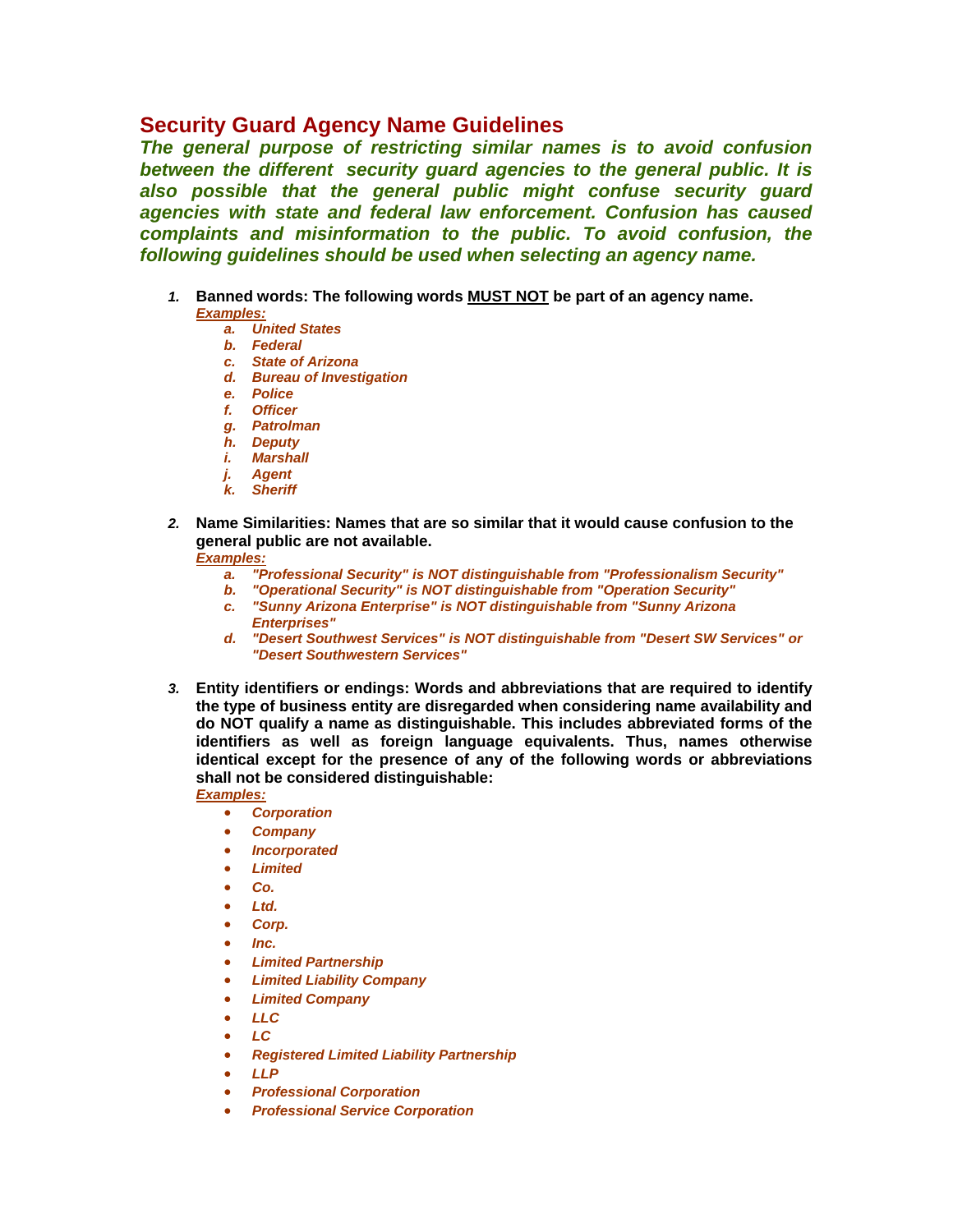## Security Guard Agency Name Guidelines

***The general purpose of restricting similar names is to avoid confusion between the different security guard agencies to the general public. It is also possible that the general public might confuse security guard agencies with state and federal law enforcement. Confusion has caused complaints and misinformation to the public. To avoid confusion, the following guidelines should be used when selecting an agency name.***

1. **Banned words: The following words MUST NOT be part of an agency name.**
   *Examples:*
   a. *United States*
   b. *Federal*
   c. *State of Arizona*
   d. *Bureau of Investigation*
   e. *Police*
   f. *Officer*
   g. *Patrolman*
   h. *Deputy*
   i. *Marshall*
   j. *Agent*
   k. *Sheriff*

2. **Name Similarities: Names that are so similar that it would cause confusion to the general public are not available.**
   *Examples:*
   a. *"Professional Security" is NOT distinguishable from "Professionalism Security"*
   b. *"Operational Security" is NOT distinguishable from "Operation Security"*
   c. *"Sunny Arizona Enterprise" is NOT distinguishable from "Sunny Arizona Enterprises"*
   d. *"Desert Southwest Services" is NOT distinguishable from "Desert SW Services" or "Desert Southwestern Services"*

3. **Entity identifiers or endings: Words and abbreviations that are required to identify the type of business entity are disregarded when considering name availability and do NOT qualify a name as distinguishable. This includes abbreviated forms of the identifiers as well as foreign language equivalents. Thus, names otherwise identical except for the presence of any of the following words or abbreviations shall not be considered distinguishable:**
   *Examples:*
   - *Corporation*
   - *Company*
   - *Incorporated*
   - *Limited*
   - *Co.*
   - *Ltd.*
   - *Corp.*
   - *Inc.*
   - *Limited Partnership*
   - *Limited Liability Company*
   - *Limited Company*
   - *LLC*
   - *LC*
   - *Registered Limited Liability Partnership*
   - *LLP*
   - *Professional Corporation*
   - *Professional Service Corporation*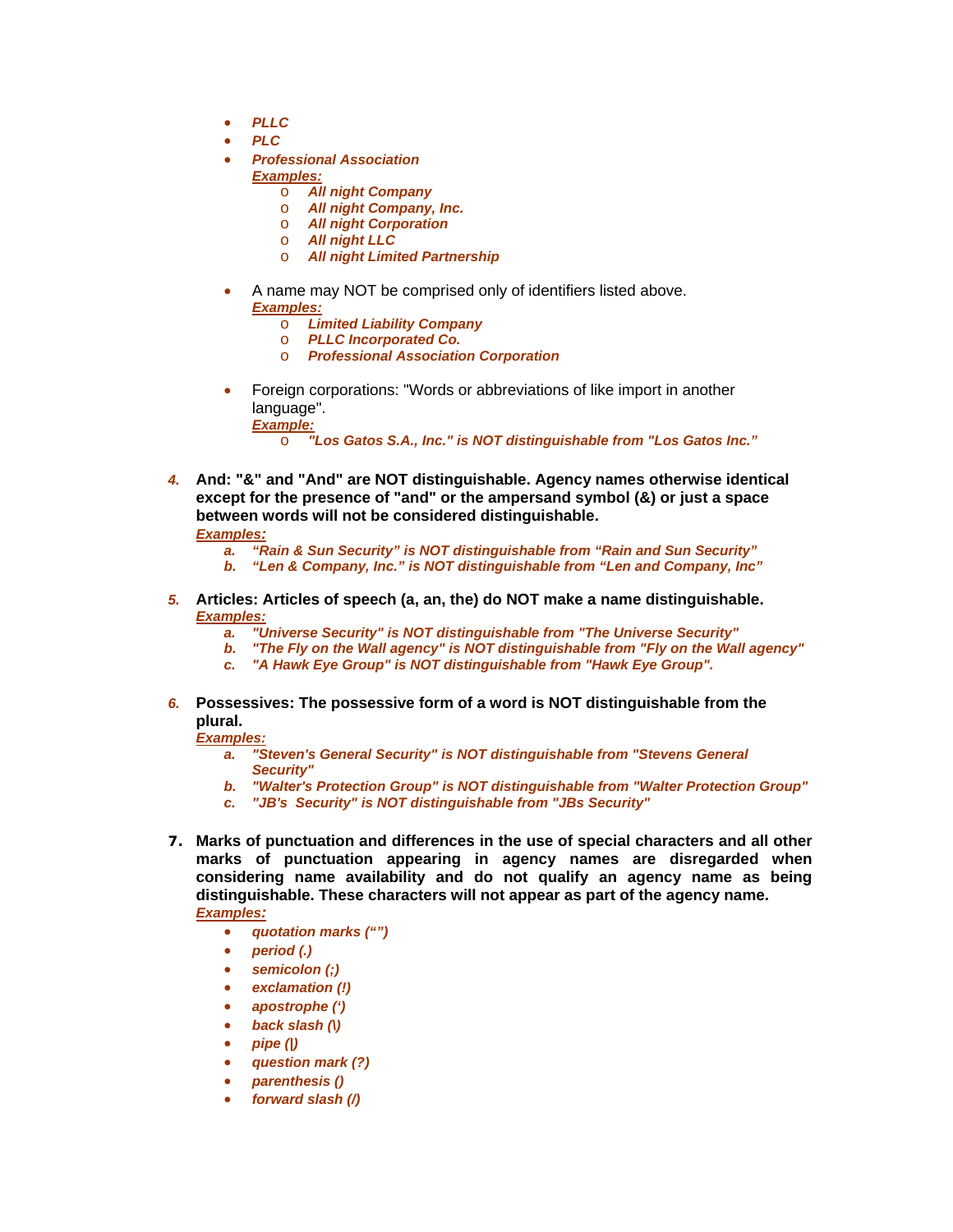- ***PLLC***
- ***PLC***
- ***Professional Association***
  ***Examples:***
  - ***All night Company***
  - ***All night Company, Inc.***
  - ***All night Corporation***
  - ***All night LLC***
  - ***All night Limited Partnership***

- A name may NOT be comprised only of identifiers listed above.
  ***Examples:***
  - ***Limited Liability Company***
  - ***PLLC Incorporated Co.***
  - ***Professional Association Corporation***

- Foreign corporations: "Words or abbreviations of like import in another language".
  ***Example:***
  - ***"Los Gatos S.A., Inc." is NOT distinguishable from "Los Gatos Inc."***

4. **And: "&" and "And" are NOT distinguishable. Agency names otherwise identical except for the presence of "and" or the ampersand symbol (&) or just a space between words will not be considered distinguishable.**
   ***Examples:***
   a. ***"Rain & Sun Security" is NOT distinguishable from "Rain and Sun Security"***
   b. ***"Len & Company, Inc." is NOT distinguishable from "Len and Company, Inc"***

5. **Articles: Articles of speech (a, an, the) do NOT make a name distinguishable.**
   ***Examples:***
   a. ***"Universe Security" is NOT distinguishable from "The Universe Security"***
   b. ***"The Fly on the Wall agency" is NOT distinguishable from "Fly on the Wall agency"***
   c. ***"A Hawk Eye Group" is NOT distinguishable from "Hawk Eye Group".***

6. **Possessives: The possessive form of a word is NOT distinguishable from the plural.**
   ***Examples:***
   a. ***"Steven's General Security" is NOT distinguishable from "Stevens General Security"***
   b. ***"Walter's Protection Group" is NOT distinguishable from "Walter Protection Group"***
   c. ***"JB's Security" is NOT distinguishable from "JBs Security"***

7. **Marks of punctuation and differences in the use of special characters and all other marks of punctuation appearing in agency names are disregarded when considering name availability and do not qualify an agency name as being distinguishable. These characters will not appear as part of the agency name.**
   ***Examples:***
   - ***quotation marks ("")***
   - ***period (.)***
   - ***semicolon (;)***
   - ***exclamation (!)***
   - ***apostrophe (')***
   - ***back slash (\)***
   - ***pipe (|)***
   - ***question mark (?)***
   - ***parenthesis ()***
   - ***forward slash (/)***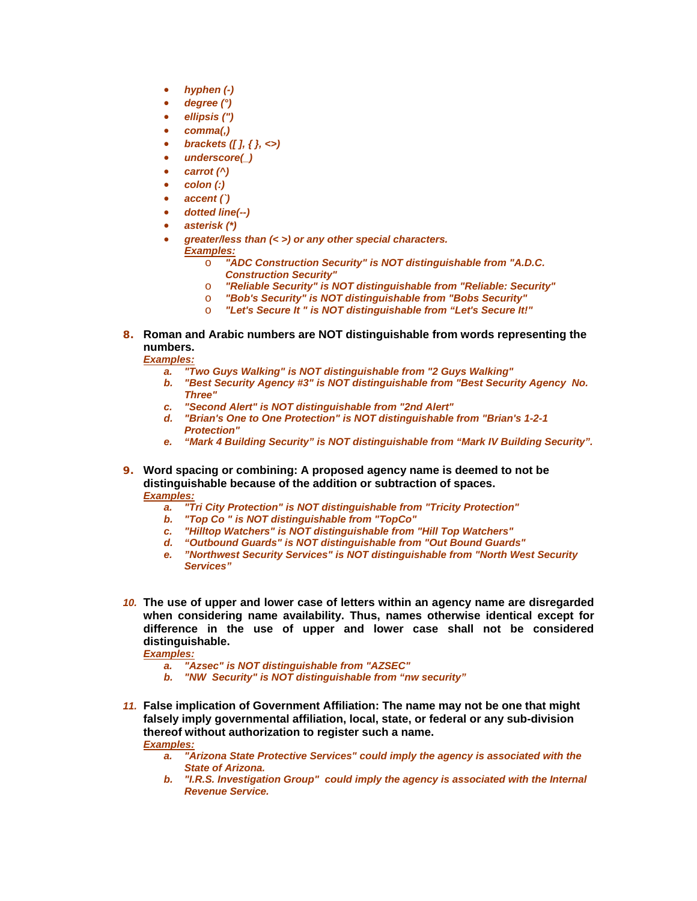- ***hyphen (-)***
- ***degree (°)***
- ***ellipsis (")***
- ***comma(,)***
- ***brackets ([ ], { }, <>)***
- ***underscore(_)***
- ***carrot (^)***
- ***colon (:)***
- ***accent (`)***
- ***dotted line(--)***
- ***asterisk (*)***
- ***greater/less than (< >) or any other special characters.***

  ***<u>Examples:</u>***
  - ***"ADC Construction Security" is NOT distinguishable from "A.D.C. Construction Security"***
  - ***"Reliable Security" is NOT distinguishable from "Reliable: Security"***
  - ***"Bob's Security" is NOT distinguishable from "Bobs Security"***
  - ***"Let's Secure It " is NOT distinguishable from "Let's Secure It!"***

**8. Roman and Arabic numbers are NOT distinguishable from words representing the numbers.**

***<u>Examples:</u>***

- ***a. "Two Guys Walking" is NOT distinguishable from "2 Guys Walking"***
- ***b. "Best Security Agency #3" is NOT distinguishable from "Best Security Agency No. Three"***
- ***c. "Second Alert" is NOT distinguishable from "2nd Alert"***
- ***d. "Brian's One to One Protection" is NOT distinguishable from "Brian's 1-2-1 Protection"***
- ***e. "Mark 4 Building Security" is NOT distinguishable from "Mark IV Building Security".***

**9. Word spacing or combining: A proposed agency name is deemed to not be distinguishable because of the addition or subtraction of spaces.**

***<u>Examples:</u>***

- ***a. "Tri City Protection" is NOT distinguishable from "Tricity Protection"***
- ***b. "Top Co " is NOT distinguishable from "TopCo"***
- ***c. "Hilltop Watchers" is NOT distinguishable from "Hill Top Watchers"***
- ***d. "Outbound Guards" is NOT distinguishable from "Out Bound Guards"***
- ***e. "Northwest Security Services" is NOT distinguishable from "North West Security Services"***

**10. The use of upper and lower case of letters within an agency name are disregarded when considering name availability. Thus, names otherwise identical except for difference in the use of upper and lower case shall not be considered distinguishable.**

***<u>Examples:</u>***

- ***a. "Azsec" is NOT distinguishable from "AZSEC"***
- ***b. "NW Security" is NOT distinguishable from "nw security"***

**11. False implication of Government Affiliation: The name may not be one that might falsely imply governmental affiliation, local, state, or federal or any sub-division thereof without authorization to register such a name.**

***<u>Examples:</u>***

- ***a. "Arizona State Protective Services" could imply the agency is associated with the State of Arizona.***
- ***b. "I.R.S. Investigation Group" could imply the agency is associated with the Internal Revenue Service.***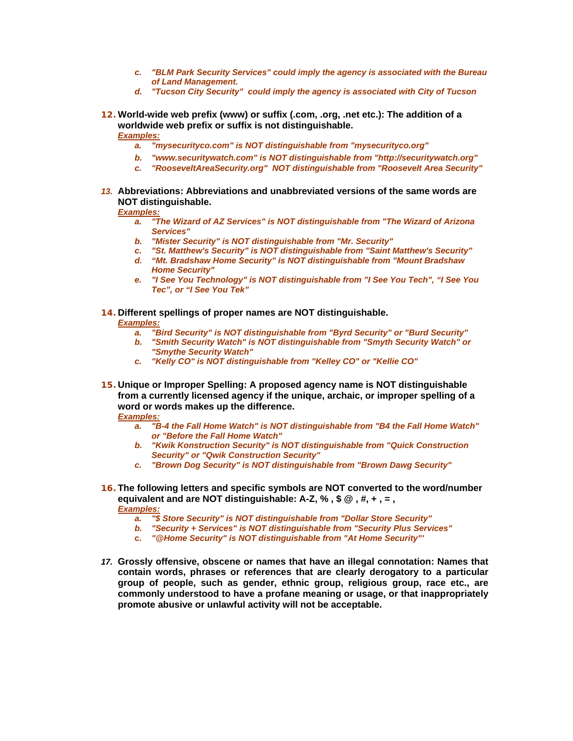c. ***"BLM Park Security Services" could imply the agency is associated with the Bureau of Land Management.***
d. ***"Tucson City Security"  could imply the agency is associated with City of Tucson***

**12. World-wide web prefix (www) or suffix (.com, .org, .net etc.): The addition of a worldwide web prefix or suffix is not distinguishable.**

***Examples:***

a. ***"mysecurityco.com" is NOT distinguishable from "mysecurityco.org"***
b. ***"www.securitywatch.com" is NOT distinguishable from "http://securitywatch.org"***
c. ***"RooseveltAreaSecurity.org"  NOT distinguishable from "Roosevelt Area Security"***

***13.*** **Abbreviations: Abbreviations and unabbreviated versions of the same words are NOT distinguishable.**

***Examples:***

a. ***"The Wizard of AZ Services" is NOT distinguishable from "The Wizard of Arizona Services"***
b. ***"Mister Security" is NOT distinguishable from "Mr. Security"***
c. ***"St. Matthew's Security" is NOT distinguishable from "Saint Matthew's Security"***
d. ***"Mt. Bradshaw Home Security" is NOT distinguishable from "Mount Bradshaw Home Security"***
e. ***"I See You Technology" is NOT distinguishable from "I See You Tech", "I See You Tec", or "I See You Tek"***

**14. Different spellings of proper names are NOT distinguishable.**

***Examples:***

a. ***"Bird Security" is NOT distinguishable from "Byrd Security" or "Burd Security"***
b. ***"Smith Security Watch" is NOT distinguishable from "Smyth Security Watch" or "Smythe Security Watch"***
c. ***"Kelly CO" is NOT distinguishable from "Kelley CO" or "Kellie CO"***

**15. Unique or Improper Spelling: A proposed agency name is NOT distinguishable from a currently licensed agency if the unique, archaic, or improper spelling of a word or words makes up the difference.**

***Examples:***

a. ***"B-4 the Fall Home Watch" is NOT distinguishable from "B4 the Fall Home Watch" or "Before the Fall Home Watch"***
b. ***"Kwik Konstruction Security" is NOT distinguishable from "Quick Construction Security" or "Qwik Construction Security"***
c. ***"Brown Dog Security" is NOT distinguishable from "Brown Dawg Security"***

**16. The following letters and specific symbols are NOT converted to the word/number equivalent and are NOT distinguishable: A-Z, % , $ @ , #, + , = ,**

***Examples:***

a. ***"$ Store Security" is NOT distinguishable from "Dollar Store Security"***
b. ***"Security + Services" is NOT distinguishable from "Security Plus Services"***
c. ***"@Home Security" is NOT distinguishable from "At Home Security"'***

***17.*** **Grossly offensive, obscene or names that have an illegal connotation: Names that contain words, phrases or references that are clearly derogatory to a particular group of people, such as gender, ethnic group, religious group, race etc., are commonly understood to have a profane meaning or usage, or that inappropriately promote abusive or unlawful activity will not be acceptable.**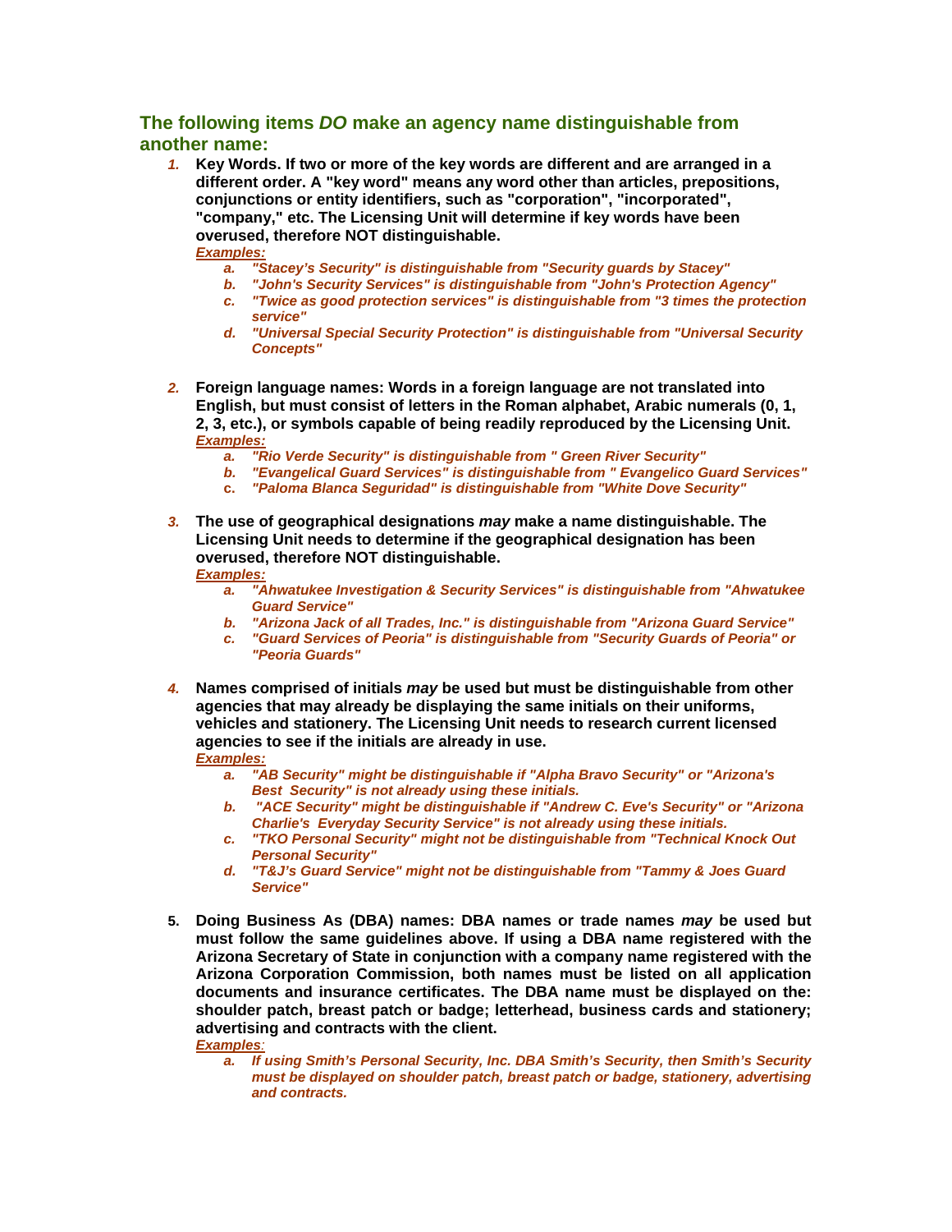## The following items *DO* make an agency name distinguishable from another name:

1. **Key Words. If two or more of the key words are different and are arranged in a different order. A "key word" means any word other than articles, prepositions, conjunctions or entity identifiers, such as "corporation", "incorporated", "company," etc. The Licensing Unit will determine if key words have been overused, therefore NOT distinguishable.**

   ***Examples:***

   a. *"Stacey's Security" is distinguishable from "Security guards by Stacey"*
   b. *"John's Security Services" is distinguishable from "John's Protection Agency"*
   c. *"Twice as good protection services" is distinguishable from "3 times the protection service"*
   d. *"Universal Special Security Protection" is distinguishable from "Universal Security Concepts"*

2. **Foreign language names: Words in a foreign language are not translated into English, but must consist of letters in the Roman alphabet, Arabic numerals (0, 1, 2, 3, etc.), or symbols capable of being readily reproduced by the Licensing Unit.**

   ***Examples:***

   a. *"Rio Verde Security" is distinguishable from " Green River Security"*
   b. *"Evangelical Guard Services" is distinguishable from " Evangelico Guard Services"*
   c. *"Paloma Blanca Seguridad" is distinguishable from "White Dove Security"*

3. **The use of geographical designations *may* make a name distinguishable. The Licensing Unit needs to determine if the geographical designation has been overused, therefore NOT distinguishable.**

   ***Examples:***

   a. *"Ahwatukee Investigation & Security Services" is distinguishable from "Ahwatukee Guard Service"*
   b. *"Arizona Jack of all Trades, Inc." is distinguishable from "Arizona Guard Service"*
   c. *"Guard Services of Peoria" is distinguishable from "Security Guards of Peoria" or "Peoria Guards"*

4. **Names comprised of initials *may* be used but must be distinguishable from other agencies that may already be displaying the same initials on their uniforms, vehicles and stationery. The Licensing Unit needs to research current licensed agencies to see if the initials are already in use.**

   ***Examples:***

   a. *"AB Security" might be distinguishable if "Alpha Bravo Security" or "Arizona's Best Security" is not already using these initials.*
   b. *"ACE Security" might be distinguishable if "Andrew C. Eve's Security" or "Arizona Charlie's Everyday Security Service" is not already using these initials.*
   c. *"TKO Personal Security" might not be distinguishable from "Technical Knock Out Personal Security"*
   d. *"T&J's Guard Service" might not be distinguishable from "Tammy & Joes Guard Service"*

5. **Doing Business As (DBA) names: DBA names or trade names *may* be used but must follow the same guidelines above. If using a DBA name registered with the Arizona Secretary of State in conjunction with a company name registered with the Arizona Corporation Commission, both names must be listed on all application documents and insurance certificates. The DBA name must be displayed on the: shoulder patch, breast patch or badge; letterhead, business cards and stationery; advertising and contracts with the client.**

   ***Examples:***

   a. *If using Smith's Personal Security, Inc. DBA Smith's Security, then Smith's Security must be displayed on shoulder patch, breast patch or badge, stationery, advertising and contracts.*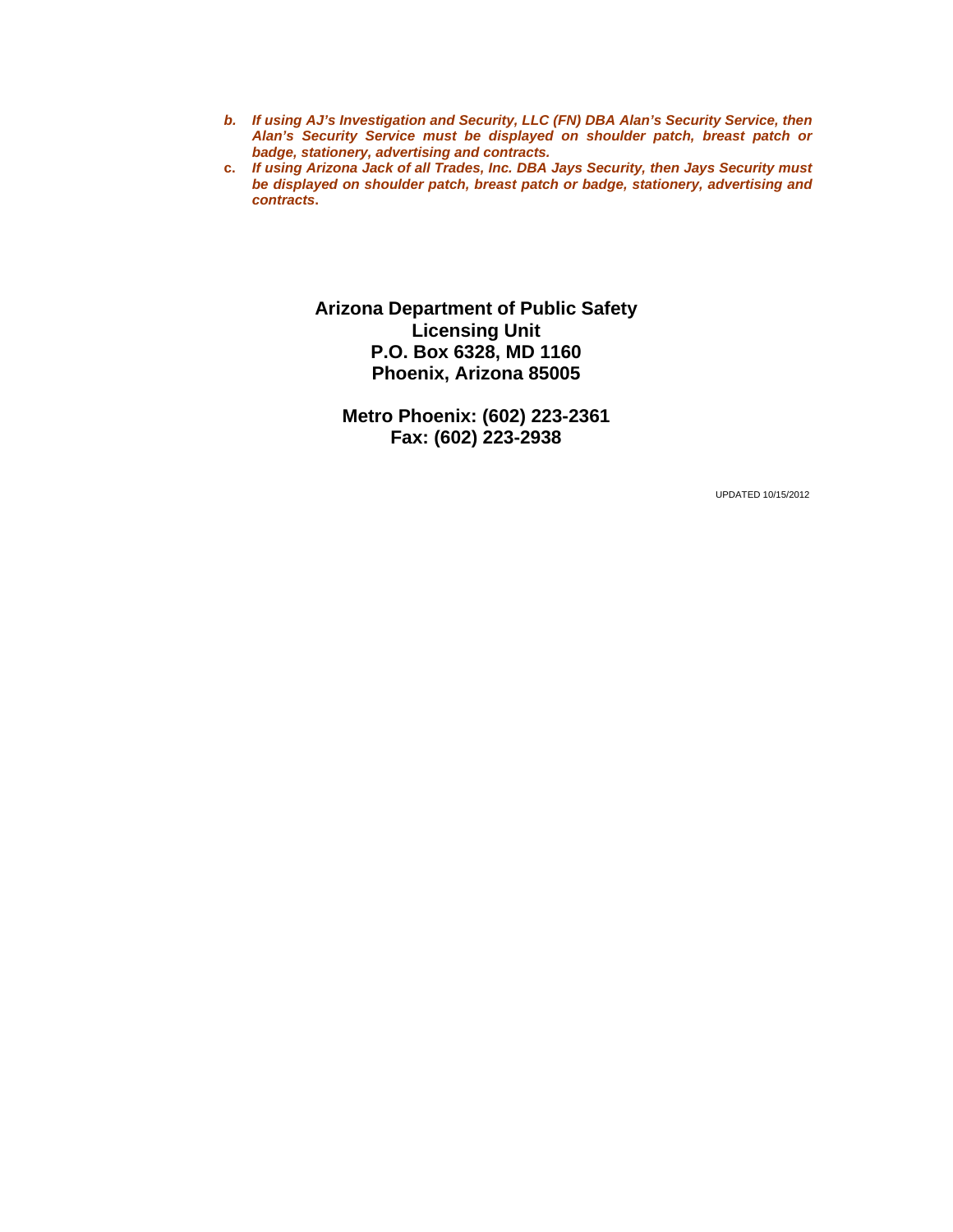b. ***If using AJ's Investigation and Security, LLC (FN) DBA Alan's Security Service, then Alan's Security Service must be displayed on shoulder patch, breast patch or badge, stationery, advertising and contracts.***

c. ***If using Arizona Jack of all Trades, Inc. DBA Jays Security, then Jays Security must be displayed on shoulder patch, breast patch or badge, stationery, advertising and contracts.***

**Arizona Department of Public Safety**
**Licensing Unit**
**P.O. Box 6328, MD 1160**
**Phoenix, Arizona 85005**

**Metro Phoenix: (602) 223-2361**
**Fax: (602) 223-2938**

UPDATED 10/15/2012